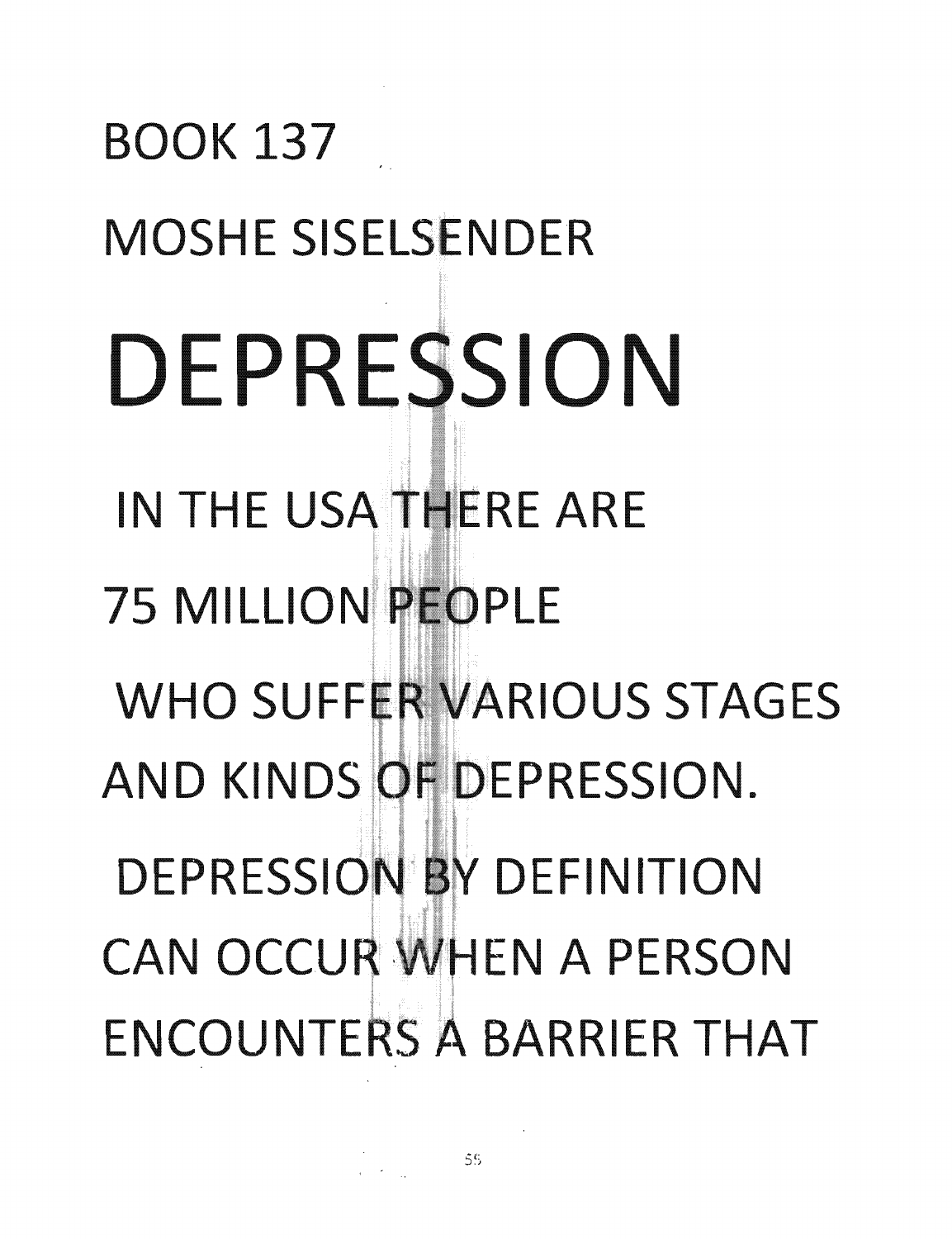BOOK 137

MOSHE SISELSENDER

# DEPRESSION

IN THE USA THERE ARE 75 MILLION PEOPLE WHO SUFFER VARIOUS STAGES AND KINDS OF DEPRESSION.

DEPRESSION BY DEFINITION CAN OCCUR WHEN A PERSON ENCOUNTERS A BARRIER THAT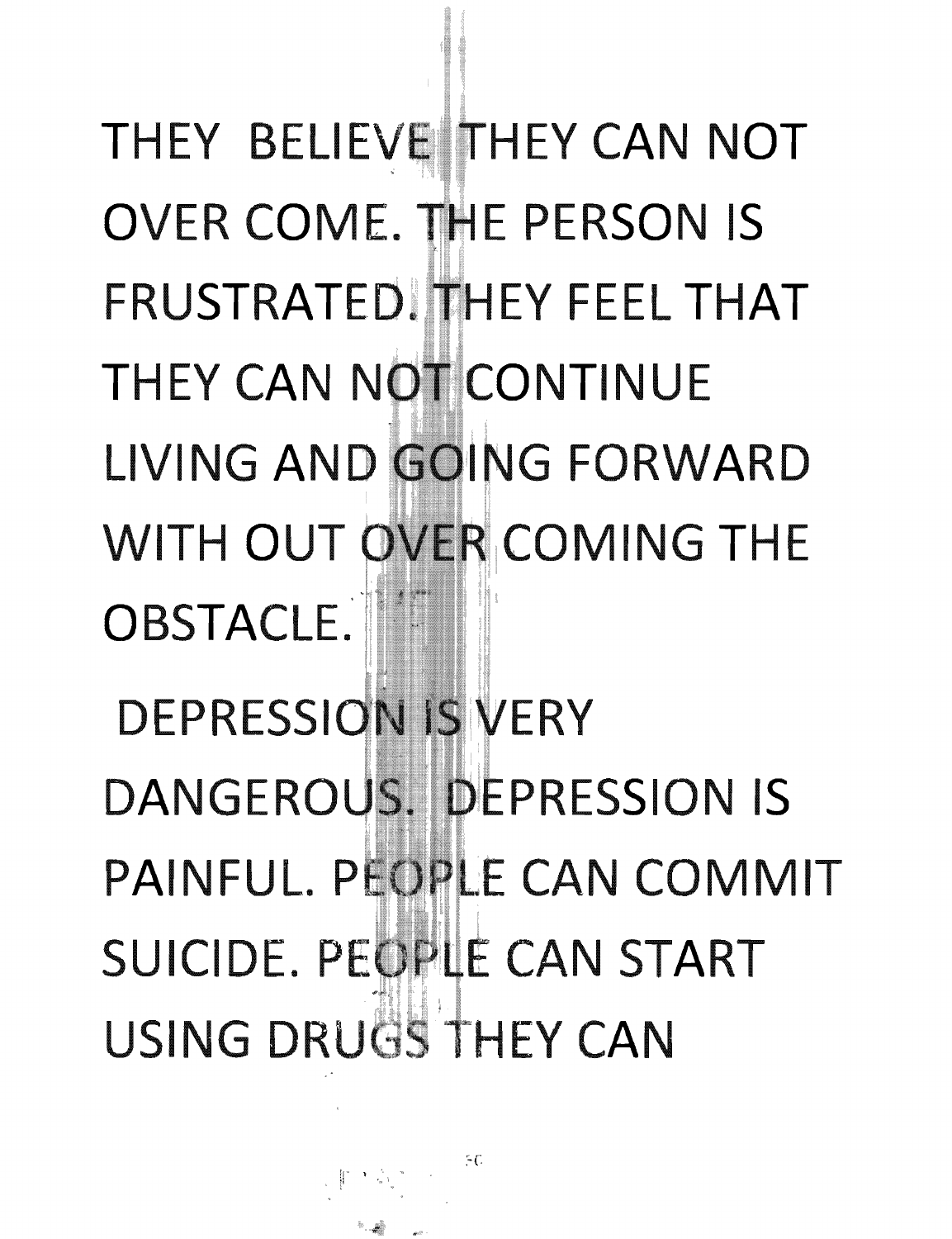THEY BELIEVE THEY CAN NOT OVER COME. THE PERSON IS FRUSTRATED. THEY FEEL THAT THEY CAN NOT CONTINUE LIVING AND GOING FORWARD WITH OUT OVER COMING THE OBSTACLE.

DEPRESSION IS VERY DANGEROUS. DEPRESSION IS PAINFUL. PEOPLE CAN COMMIT SUICIDE. PEOPLE CAN START USING DRUGS THEY CAN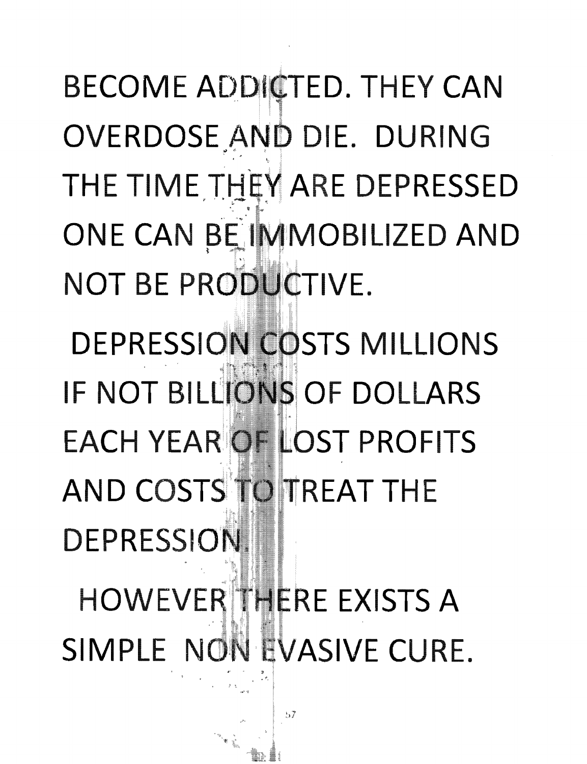BECOME ADDICTED. THEY CAN OVERDOSE AND DIE. DURING THE TIME THEY ARE DEPRESSED ONE CAN BE IMMOBILIZED AND NOT BE PRODUCTIVE.

DEPRESSION COSTS MILLIONS IF NOT BILLIONS OF DOLLARS EACH YEAR OF LOST PROFITS AND COSTS TO TREAT THE DEPRESSION.

HOWEVER THERE EXISTS A SIMPLE NON EVASIVE CURE.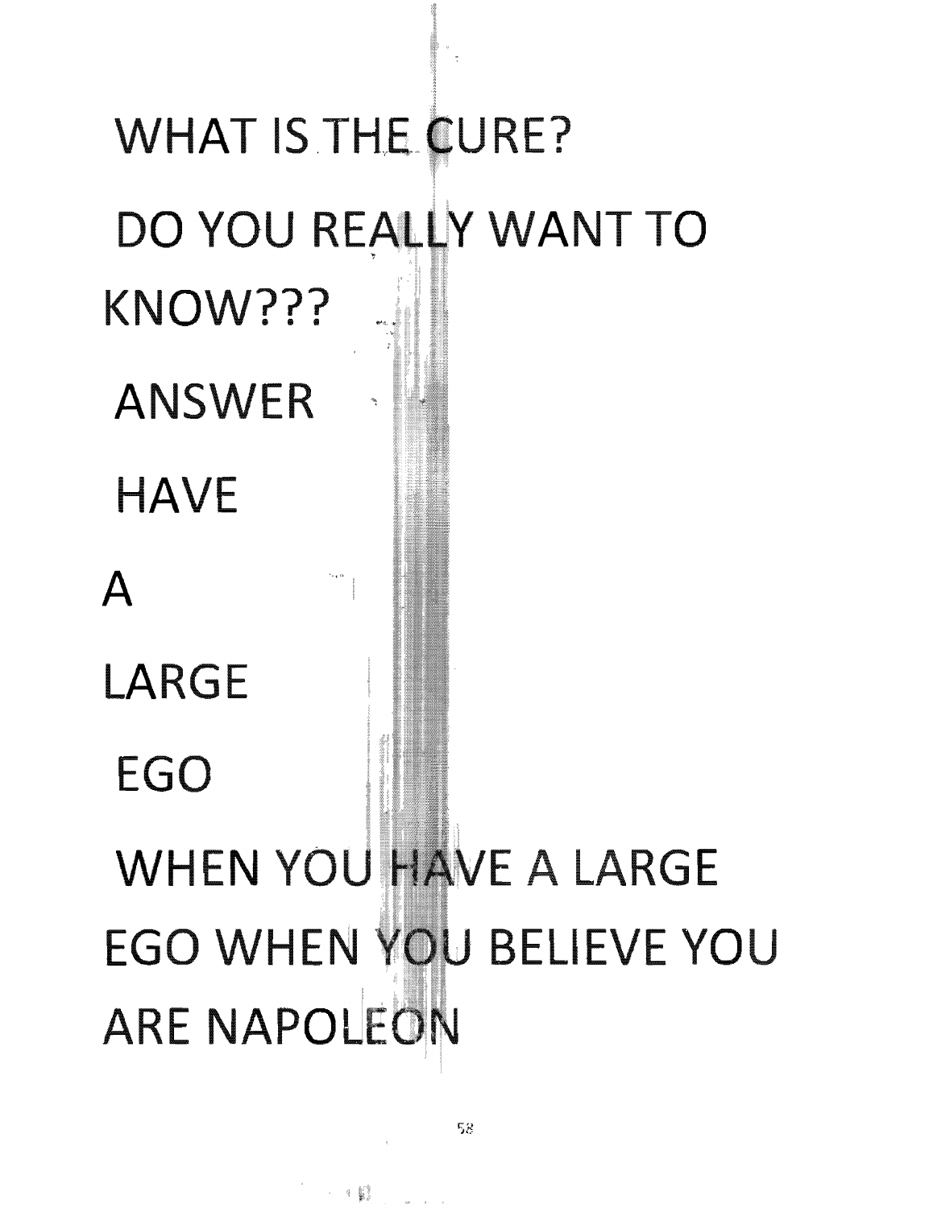WHAT IS THE CURE?

DO YOU REALLY WANT TO KNOW???

ANSWER

HAVE

A

LARGE

EGO

WHEN YOU HAVE A LARGE EGO WHEN YOU BELIEVE YOU ARE NAPOLEON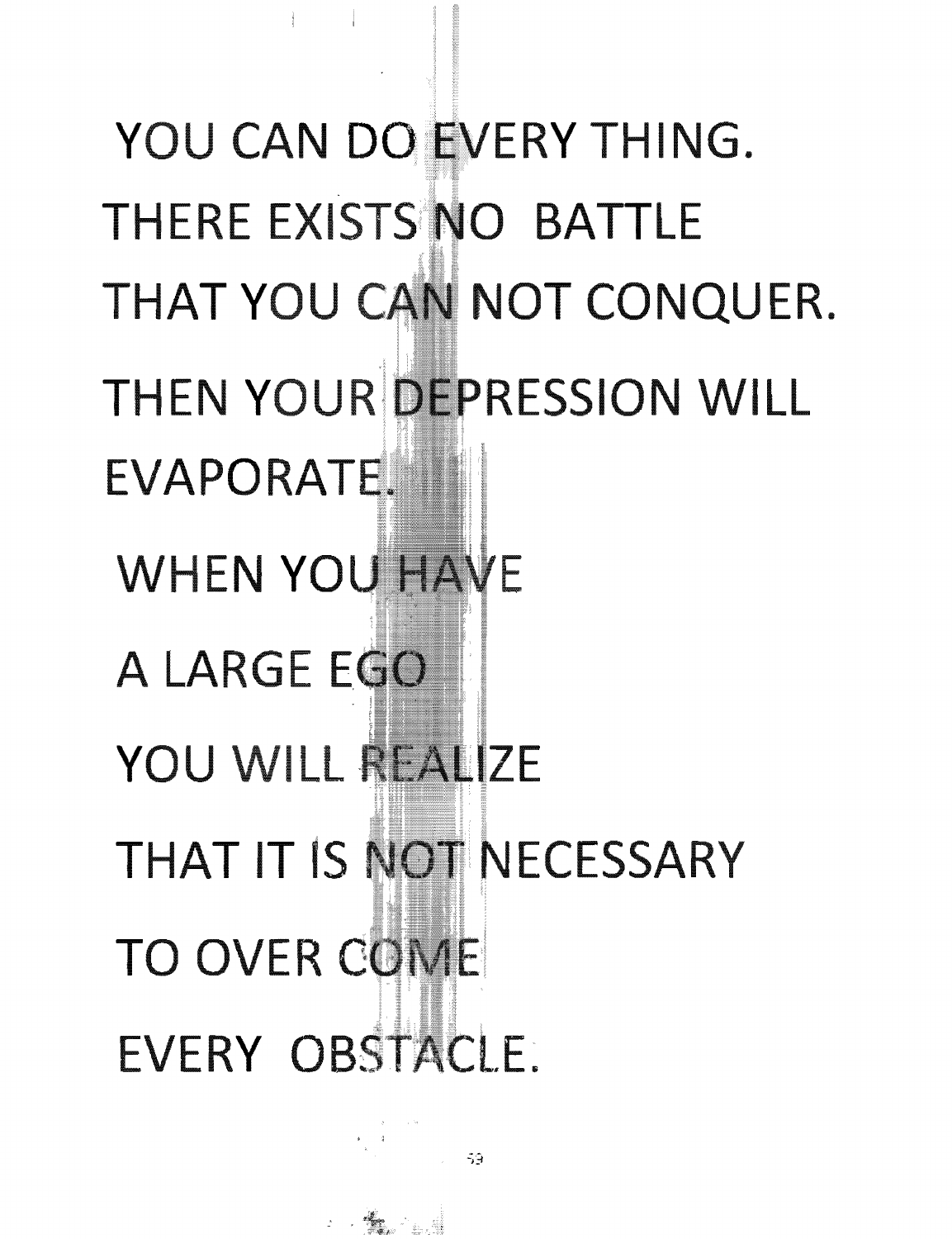YOU CAN DO EVERY THING.

THERE EXISTS NO BATTLE

THAT YOU CAN NOT CONQUER.

THEN YOUR DEPRESSION WILL

EVAPORATE.

WHEN YOU HAVE

A LARGE EGO

YOU WILL REALIZE

THAT IT IS NOT NECESSARY

TO OVER COME

EVERY OBSTACLE.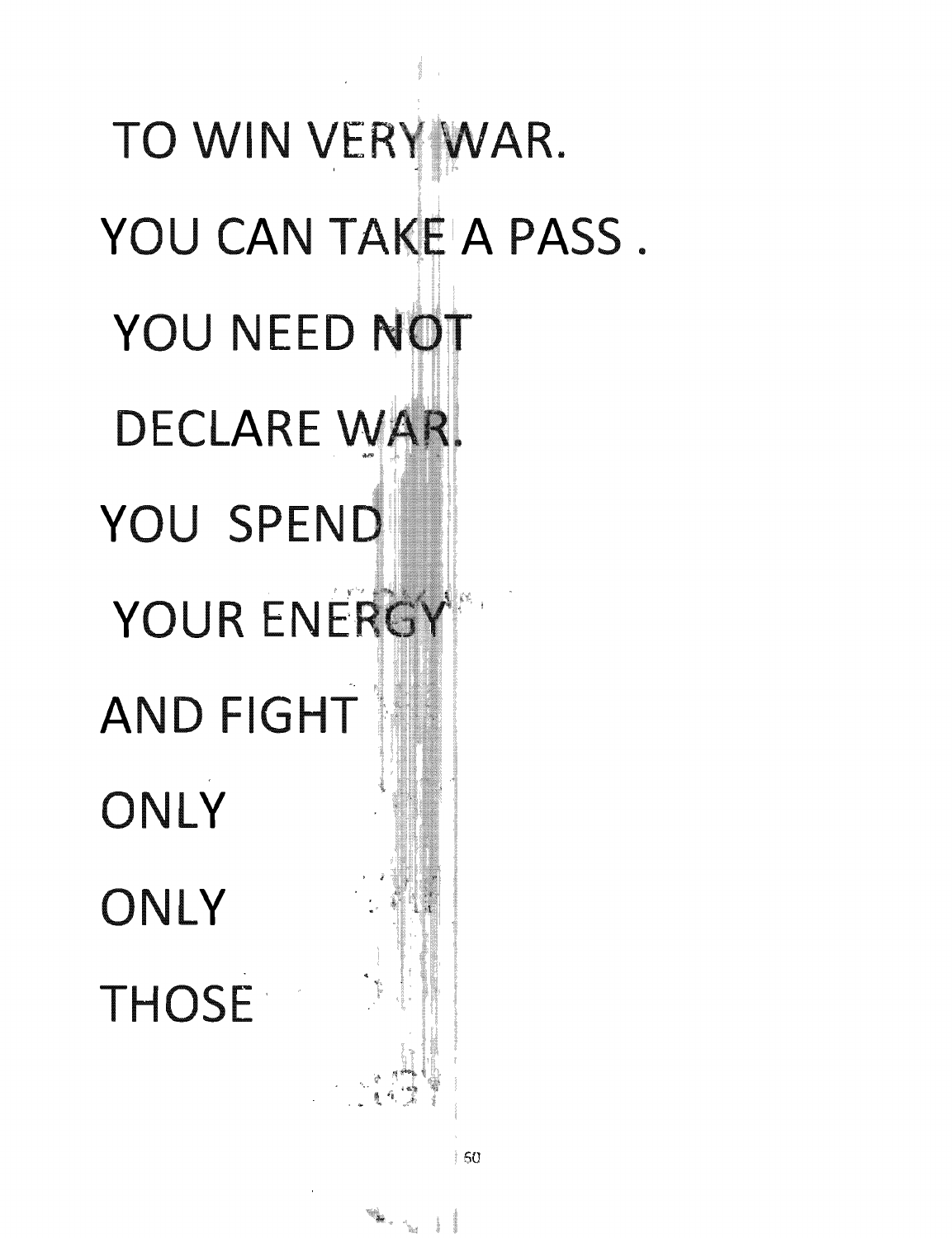TO WIN VERY WAR.

YOU CAN TAKE A PASS .

YOU NEED NOT

DECLARE WAR.

YOU SPEND

YOUR ENERGY

AND FIGHT

ONLY

ONLY

THOSE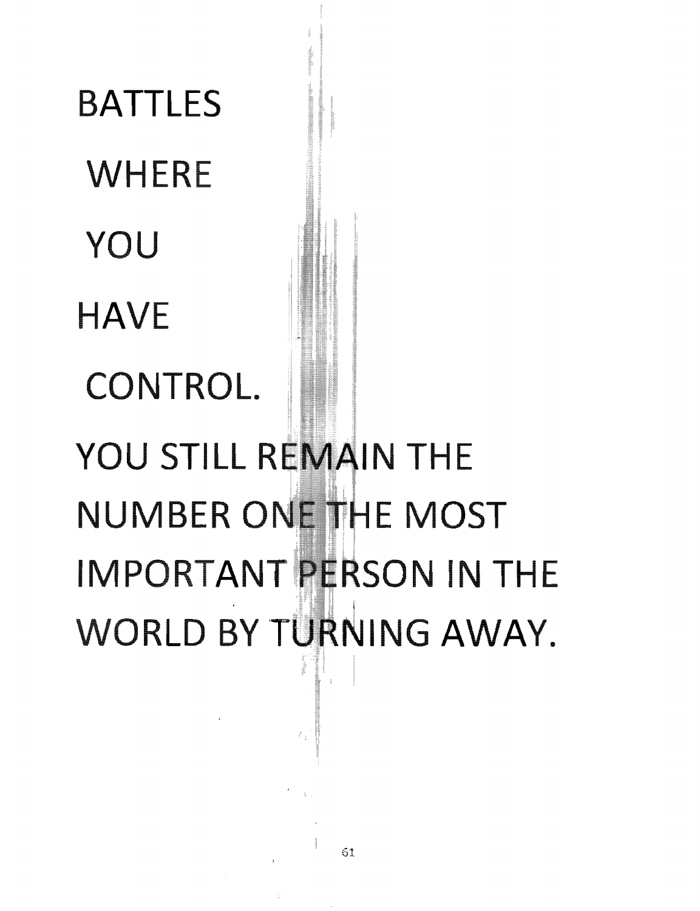BATTLES

WHERE

YOU

HAVE

CONTROL.

YOU STILL REMAIN THE NUMBER ONE THE MOST IMPORTANT PERSON IN THE WORLD BY TURNING AWAY.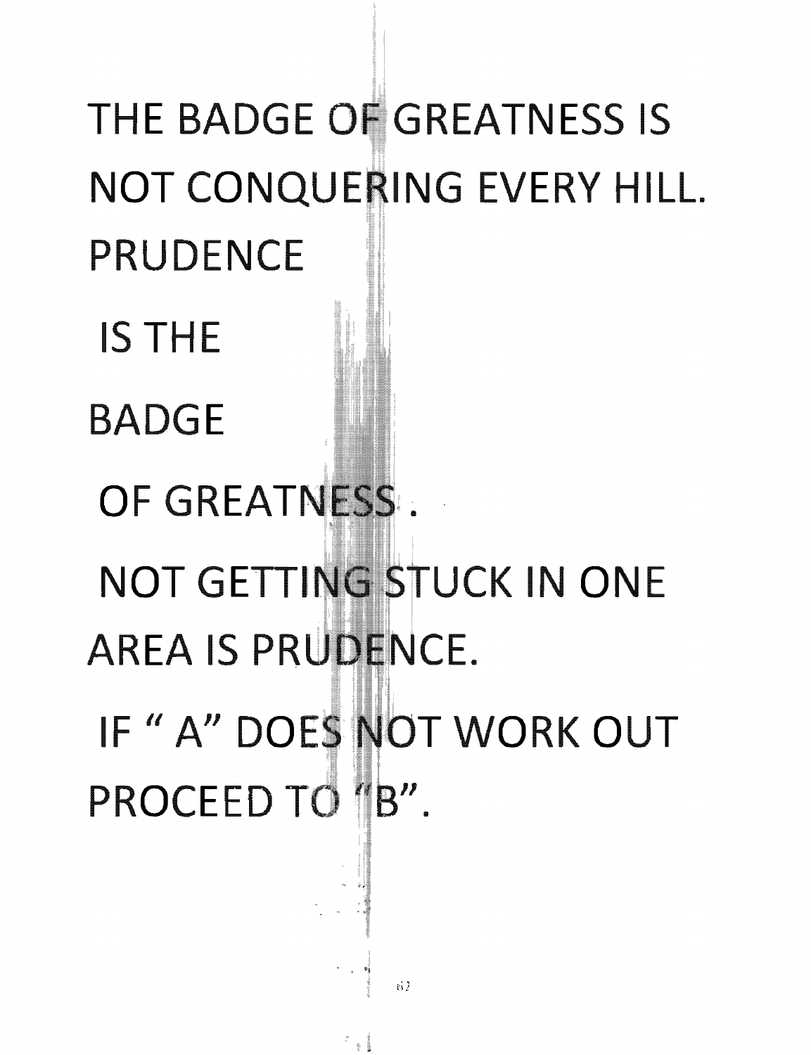THE BADGE OF GREATNESS IS NOT CONQUERING EVERY HILL.

PRUDENCE

IS THE

BADGE

OF GREATNESS .

NOT GETTING STUCK IN ONE AREA IS PRUDENCE.

IF " A" DOES NOT WORK OUT PROCEED TO "B".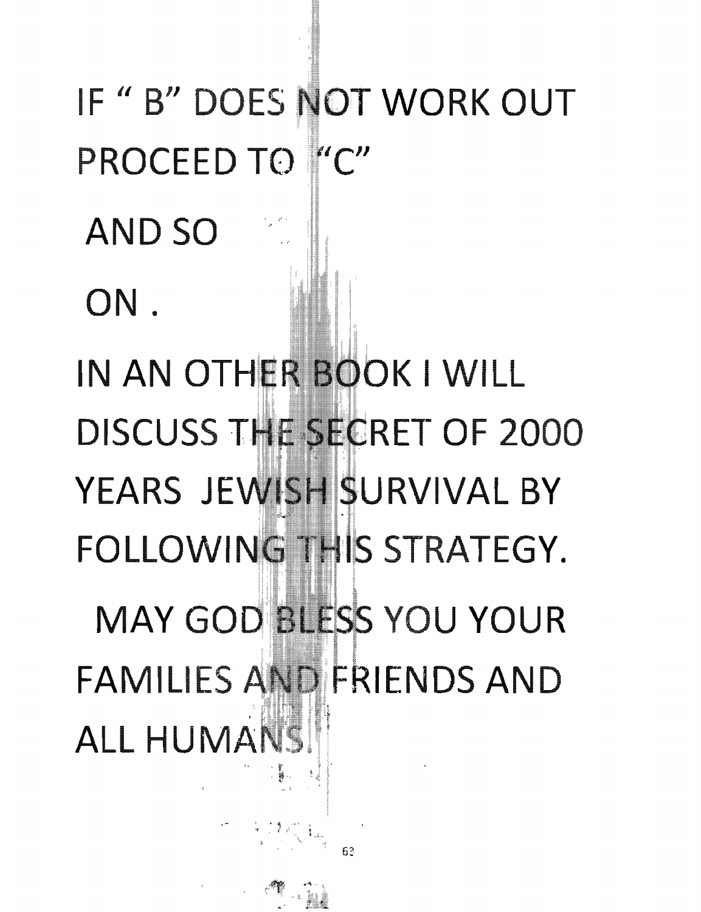IF " B" DOES NOT WORK OUT PROCEED TO "C"

AND SO

ON .

IN AN OTHER BOOK I WILL DISCUSS THE SECRET OF 2000 YEARS JEWISH SURVIVAL BY FOLLOWING THIS STRATEGY.

MAY GOD BLESS YOU YOUR FAMILIES AND FRIENDS AND ALL HUMANS.